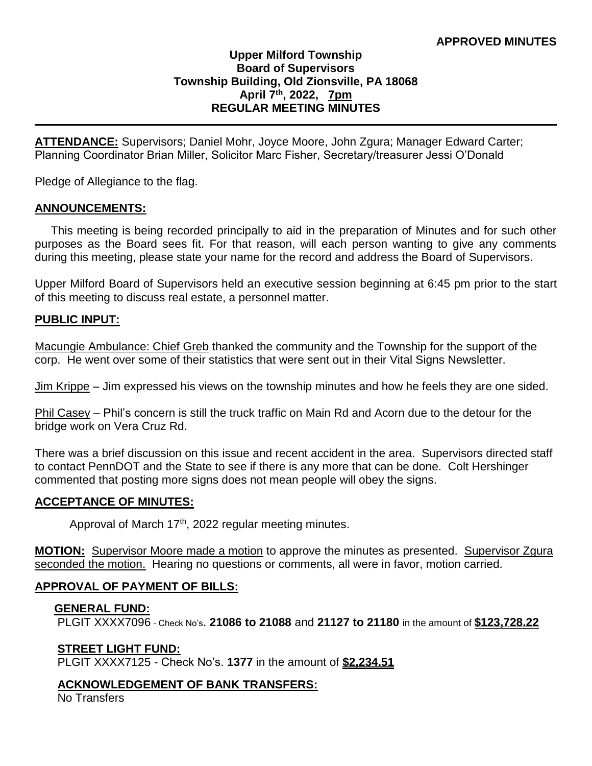**APPROVED MINUTES**

**Upper Milford Township**
**Board of Supervisors**
**Township Building, Old Zionsville, PA 18068**
**April 7th, 2022, 7pm**
**REGULAR MEETING MINUTES**

---

**ATTENDANCE:** Supervisors; Daniel Mohr, Joyce Moore, John Zgura; Manager Edward Carter; Planning Coordinator Brian Miller, Solicitor Marc Fisher, Secretary/treasurer Jessi O'Donald

Pledge of Allegiance to the flag.

## ANNOUNCEMENTS:

This meeting is being recorded principally to aid in the preparation of Minutes and for such other purposes as the Board sees fit. For that reason, will each person wanting to give any comments during this meeting, please state your name for the record and address the Board of Supervisors.

Upper Milford Board of Supervisors held an executive session beginning at 6:45 pm prior to the start of this meeting to discuss real estate, a personnel matter.

## PUBLIC INPUT:

Macungie Ambulance: Chief Greb thanked the community and the Township for the support of the corp. He went over some of their statistics that were sent out in their Vital Signs Newsletter.

Jim Krippe – Jim expressed his views on the township minutes and how he feels they are one sided.

Phil Casey – Phil's concern is still the truck traffic on Main Rd and Acorn due to the detour for the bridge work on Vera Cruz Rd.

There was a brief discussion on this issue and recent accident in the area. Supervisors directed staff to contact PennDOT and the State to see if there is any more that can be done. Colt Hershinger commented that posting more signs does not mean people will obey the signs.

## ACCEPTANCE OF MINUTES:

Approval of March 17th, 2022 regular meeting minutes.

**MOTION:** Supervisor Moore made a motion to approve the minutes as presented. Supervisor Zgura seconded the motion. Hearing no questions or comments, all were in favor, motion carried.

## APPROVAL OF PAYMENT OF BILLS:

**GENERAL FUND:**
PLGIT XXXX7096 - Check No's. **21086 to 21088** and **21127 to 21180** in the amount of **$123,728.22**

**STREET LIGHT FUND:**
PLGIT XXXX7125 - Check No's. **1377** in the amount of **$2,234.51**

**ACKNOWLEDGEMENT OF BANK TRANSFERS:**
No Transfers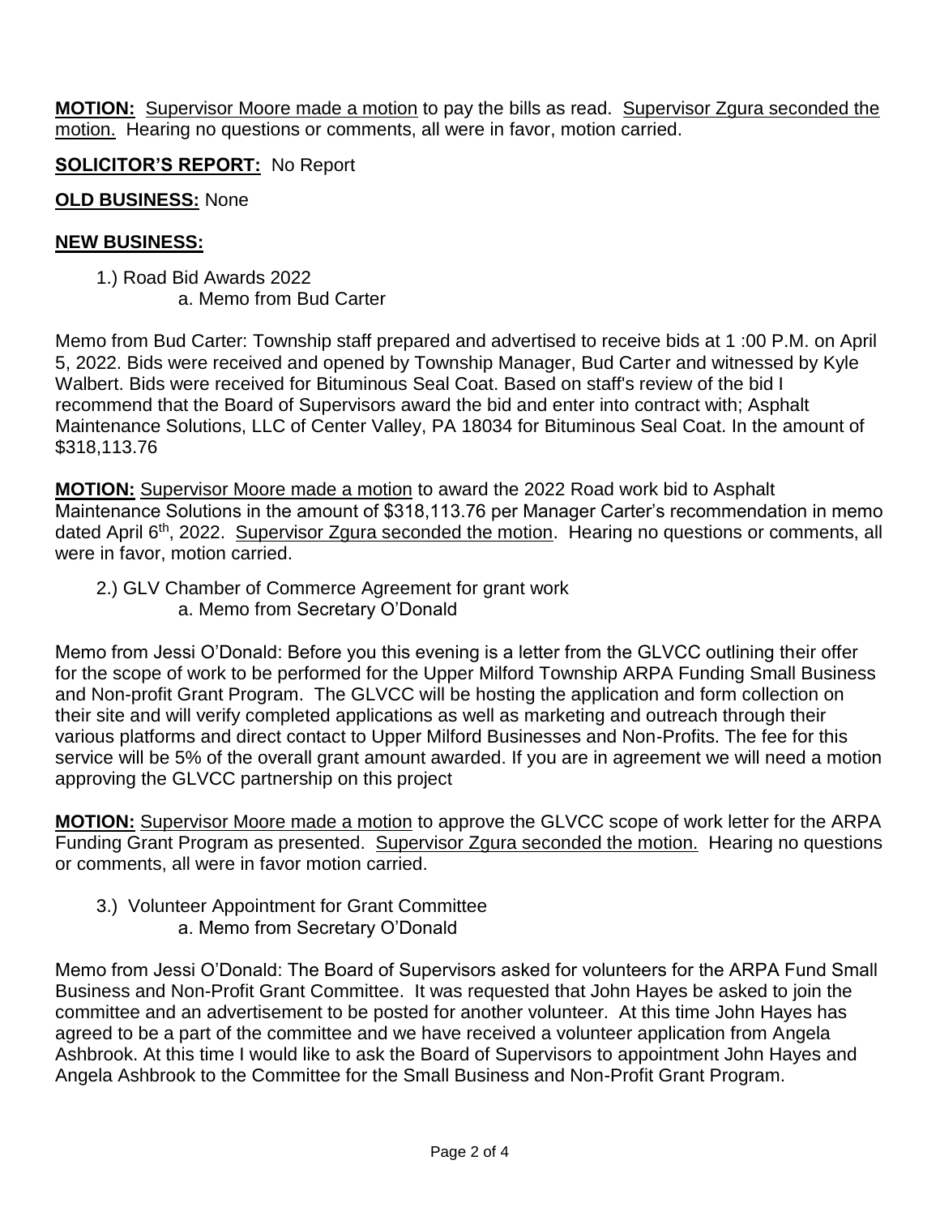**MOTION:** Supervisor Moore made a motion to pay the bills as read. Supervisor Zgura seconded the motion. Hearing no questions or comments, all were in favor, motion carried.

**SOLICITOR'S REPORT:** No Report

**OLD BUSINESS:** None

**NEW BUSINESS:**

1.) Road Bid Awards 2022
   a. Memo from Bud Carter

Memo from Bud Carter: Township staff prepared and advertised to receive bids at 1 :00 P.M. on April 5, 2022. Bids were received and opened by Township Manager, Bud Carter and witnessed by Kyle Walbert. Bids were received for Bituminous Seal Coat. Based on staff's review of the bid I recommend that the Board of Supervisors award the bid and enter into contract with; Asphalt Maintenance Solutions, LLC of Center Valley, PA 18034 for Bituminous Seal Coat. In the amount of $318,113.76

**MOTION:** Supervisor Moore made a motion to award the 2022 Road work bid to Asphalt Maintenance Solutions in the amount of $318,113.76 per Manager Carter's recommendation in memo dated April 6th, 2022. Supervisor Zgura seconded the motion. Hearing no questions or comments, all were in favor, motion carried.

2.) GLV Chamber of Commerce Agreement for grant work
   a. Memo from Secretary O'Donald

Memo from Jessi O'Donald: Before you this evening is a letter from the GLVCC outlining their offer for the scope of work to be performed for the Upper Milford Township ARPA Funding Small Business and Non-profit Grant Program. The GLVCC will be hosting the application and form collection on their site and will verify completed applications as well as marketing and outreach through their various platforms and direct contact to Upper Milford Businesses and Non-Profits. The fee for this service will be 5% of the overall grant amount awarded. If you are in agreement we will need a motion approving the GLVCC partnership on this project

**MOTION:** Supervisor Moore made a motion to approve the GLVCC scope of work letter for the ARPA Funding Grant Program as presented. Supervisor Zgura seconded the motion. Hearing no questions or comments, all were in favor motion carried.

3.) Volunteer Appointment for Grant Committee
   a. Memo from Secretary O'Donald

Memo from Jessi O'Donald: The Board of Supervisors asked for volunteers for the ARPA Fund Small Business and Non-Profit Grant Committee. It was requested that John Hayes be asked to join the committee and an advertisement to be posted for another volunteer. At this time John Hayes has agreed to be a part of the committee and we have received a volunteer application from Angela Ashbrook. At this time I would like to ask the Board of Supervisors to appointment John Hayes and Angela Ashbrook to the Committee for the Small Business and Non-Profit Grant Program.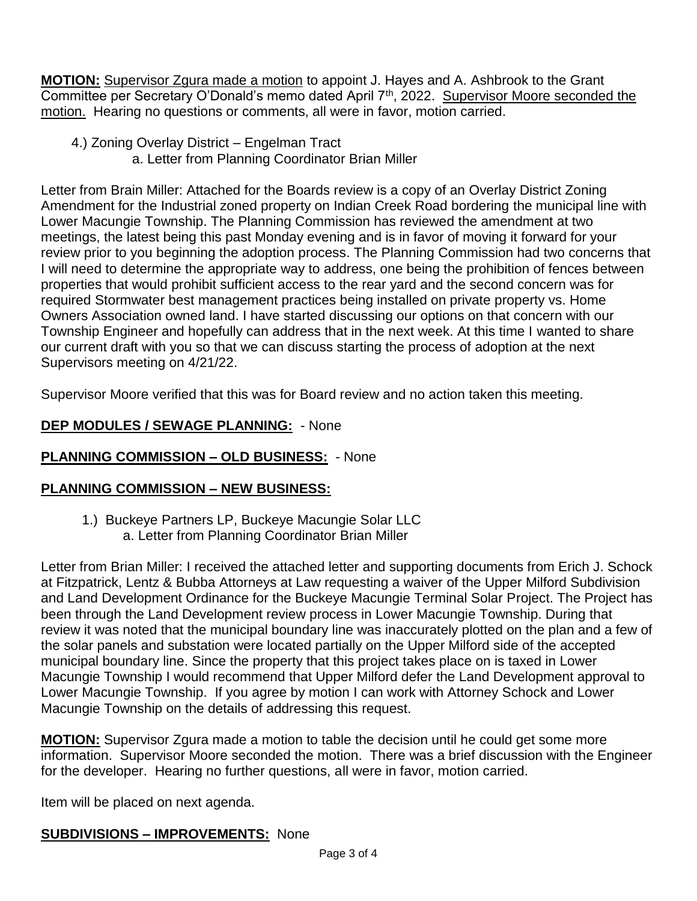**MOTION:** Supervisor Zgura made a motion to appoint J. Hayes and A. Ashbrook to the Grant Committee per Secretary O'Donald's memo dated April 7th, 2022. Supervisor Moore seconded the motion. Hearing no questions or comments, all were in favor, motion carried.

4.) Zoning Overlay District – Engelman Tract
    a. Letter from Planning Coordinator Brian Miller

Letter from Brain Miller: Attached for the Boards review is a copy of an Overlay District Zoning Amendment for the Industrial zoned property on Indian Creek Road bordering the municipal line with Lower Macungie Township. The Planning Commission has reviewed the amendment at two meetings, the latest being this past Monday evening and is in favor of moving it forward for your review prior to you beginning the adoption process. The Planning Commission had two concerns that I will need to determine the appropriate way to address, one being the prohibition of fences between properties that would prohibit sufficient access to the rear yard and the second concern was for required Stormwater best management practices being installed on private property vs. Home Owners Association owned land. I have started discussing our options on that concern with our Township Engineer and hopefully can address that in the next week. At this time I wanted to share our current draft with you so that we can discuss starting the process of adoption at the next Supervisors meeting on 4/21/22.

Supervisor Moore verified that this was for Board review and no action taken this meeting.

**DEP MODULES / SEWAGE PLANNING:** - None

**PLANNING COMMISSION – OLD BUSINESS:** - None

**PLANNING COMMISSION – NEW BUSINESS:**

1.) Buckeye Partners LP, Buckeye Macungie Solar LLC
    a. Letter from Planning Coordinator Brian Miller

Letter from Brian Miller: I received the attached letter and supporting documents from Erich J. Schock at Fitzpatrick, Lentz & Bubba Attorneys at Law requesting a waiver of the Upper Milford Subdivision and Land Development Ordinance for the Buckeye Macungie Terminal Solar Project. The Project has been through the Land Development review process in Lower Macungie Township. During that review it was noted that the municipal boundary line was inaccurately plotted on the plan and a few of the solar panels and substation were located partially on the Upper Milford side of the accepted municipal boundary line. Since the property that this project takes place on is taxed in Lower Macungie Township I would recommend that Upper Milford defer the Land Development approval to Lower Macungie Township. If you agree by motion I can work with Attorney Schock and Lower Macungie Township on the details of addressing this request.

**MOTION:** Supervisor Zgura made a motion to table the decision until he could get some more information. Supervisor Moore seconded the motion. There was a brief discussion with the Engineer for the developer. Hearing no further questions, all were in favor, motion carried.

Item will be placed on next agenda.

**SUBDIVISIONS – IMPROVEMENTS:** None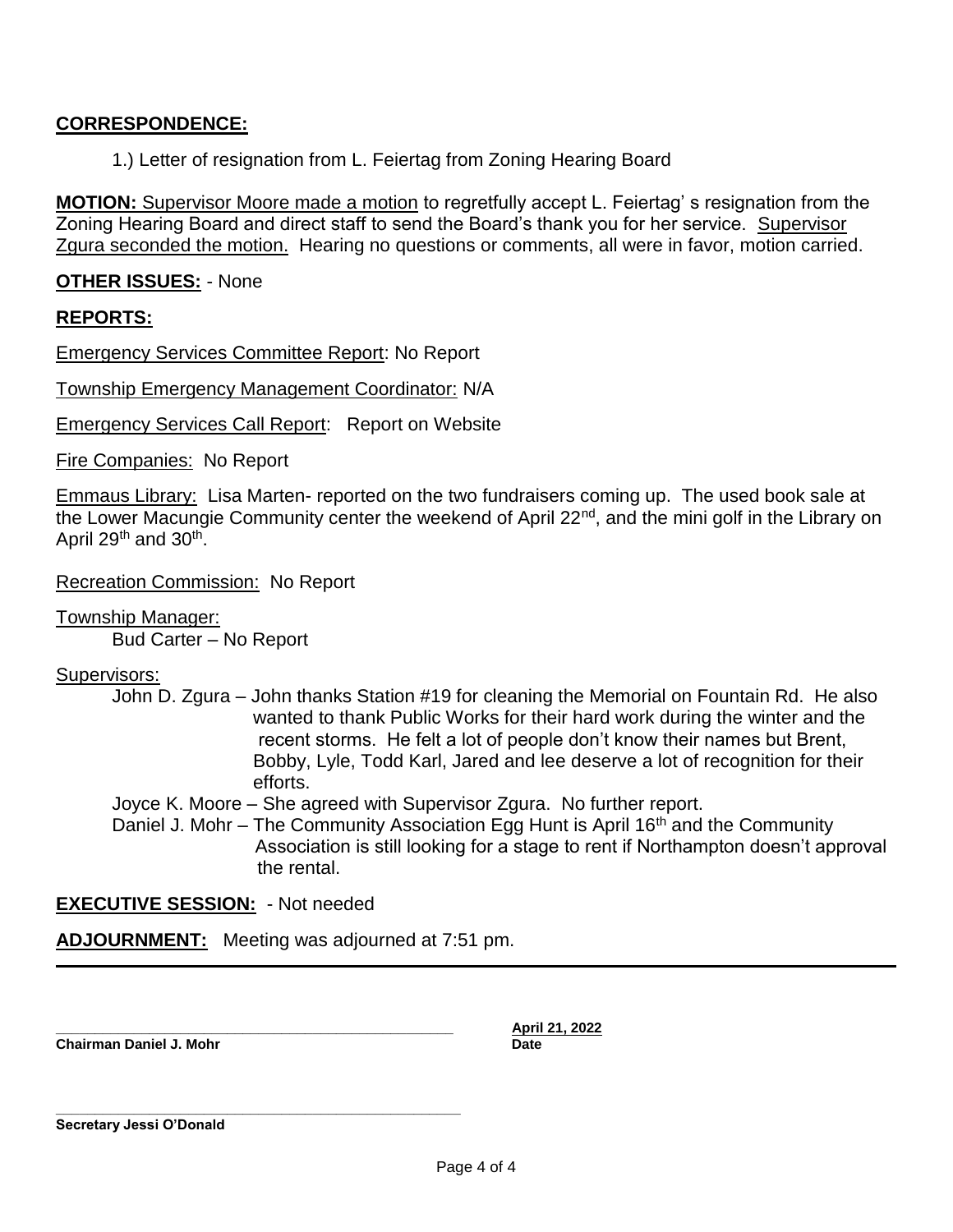**CORRESPONDENCE:**

1.) Letter of resignation from L. Feiertag from Zoning Hearing Board

**MOTION:** Supervisor Moore made a motion to regretfully accept L. Feiertag' s resignation from the Zoning Hearing Board and direct staff to send the Board's thank you for her service. Supervisor Zgura seconded the motion. Hearing no questions or comments, all were in favor, motion carried.

**OTHER ISSUES:** - None

**REPORTS:**

Emergency Services Committee Report: No Report

Township Emergency Management Coordinator: N/A

Emergency Services Call Report: Report on Website

Fire Companies: No Report

Emmaus Library: Lisa Marten- reported on the two fundraisers coming up. The used book sale at the Lower Macungie Community center the weekend of April 22nd, and the mini golf in the Library on April 29th and 30th.

Recreation Commission: No Report

Township Manager:

Bud Carter – No Report

Supervisors:

John D. Zgura – John thanks Station #19 for cleaning the Memorial on Fountain Rd. He also wanted to thank Public Works for their hard work during the winter and the recent storms. He felt a lot of people don't know their names but Brent, Bobby, Lyle, Todd Karl, Jared and lee deserve a lot of recognition for their efforts.

Joyce K. Moore – She agreed with Supervisor Zgura. No further report.

Daniel J. Mohr – The Community Association Egg Hunt is April 16th and the Community Association is still looking for a stage to rent if Northampton doesn't approval the rental.

**EXECUTIVE SESSION:** - Not needed

**ADJOURNMENT:** Meeting was adjourned at 7:51 pm.

---

\_\_\_\_\_\_\_\_\_\_\_\_\_\_\_\_\_\_\_\_\_\_\_\_\_\_\_\_\_\_\_\_\_\_\_\_\_\_\_\_\_\_\_\_
**Chairman Daniel J. Mohr**

**April 21, 2022**
**Date**

\_\_\_\_\_\_\_\_\_\_\_\_\_\_\_\_\_\_\_\_\_\_\_\_\_\_\_\_\_\_\_\_\_\_\_\_\_\_\_\_\_\_\_\_
**Secretary Jessi O'Donald**